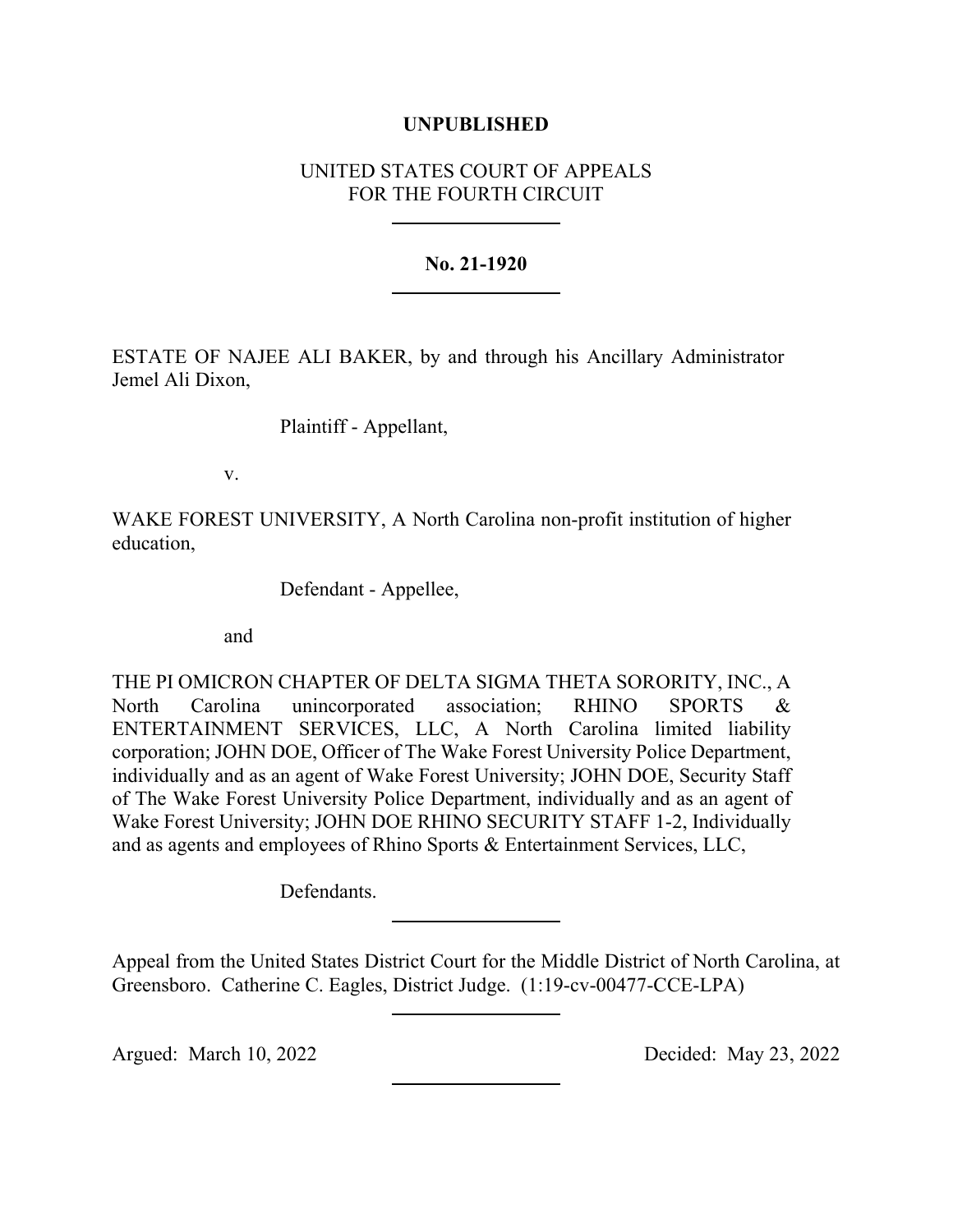**UNPUBLISHED**

UNITED STATES COURT OF APPEALS
FOR THE FOURTH CIRCUIT

---

**No. 21-1920**

---

ESTATE OF NAJEE ALI BAKER, by and through his Ancillary Administrator Jemel Ali Dixon,

Plaintiff - Appellant,

v.

WAKE FOREST UNIVERSITY, A North Carolina non-profit institution of higher education,

Defendant - Appellee,

and

THE PI OMICRON CHAPTER OF DELTA SIGMA THETA SORORITY, INC., A North Carolina unincorporated association; RHINO SPORTS & ENTERTAINMENT SERVICES, LLC, A North Carolina limited liability corporation; JOHN DOE, Officer of The Wake Forest University Police Department, individually and as an agent of Wake Forest University; JOHN DOE, Security Staff of The Wake Forest University Police Department, individually and as an agent of Wake Forest University; JOHN DOE RHINO SECURITY STAFF 1-2, Individually and as agents and employees of Rhino Sports & Entertainment Services, LLC,

Defendants.

---

Appeal from the United States District Court for the Middle District of North Carolina, at Greensboro. Catherine C. Eagles, District Judge. (1:19-cv-00477-CCE-LPA)

---

Argued: March 10, 2022 Decided: May 23, 2022

---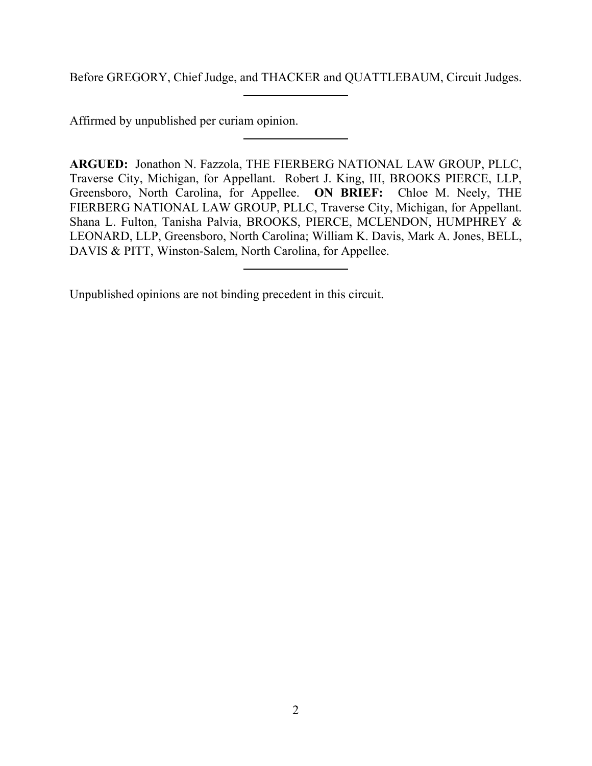Before GREGORY, Chief Judge, and THACKER and QUATTLEBAUM, Circuit Judges.

---

Affirmed by unpublished per curiam opinion.

---

**ARGUED:** Jonathon N. Fazzola, THE FIERBERG NATIONAL LAW GROUP, PLLC, Traverse City, Michigan, for Appellant. Robert J. King, III, BROOKS PIERCE, LLP, Greensboro, North Carolina, for Appellee. **ON BRIEF:** Chloe M. Neely, THE FIERBERG NATIONAL LAW GROUP, PLLC, Traverse City, Michigan, for Appellant. Shana L. Fulton, Tanisha Palvia, BROOKS, PIERCE, MCLENDON, HUMPHREY & LEONARD, LLP, Greensboro, North Carolina; William K. Davis, Mark A. Jones, BELL, DAVIS & PITT, Winston-Salem, North Carolina, for Appellee.

---

Unpublished opinions are not binding precedent in this circuit.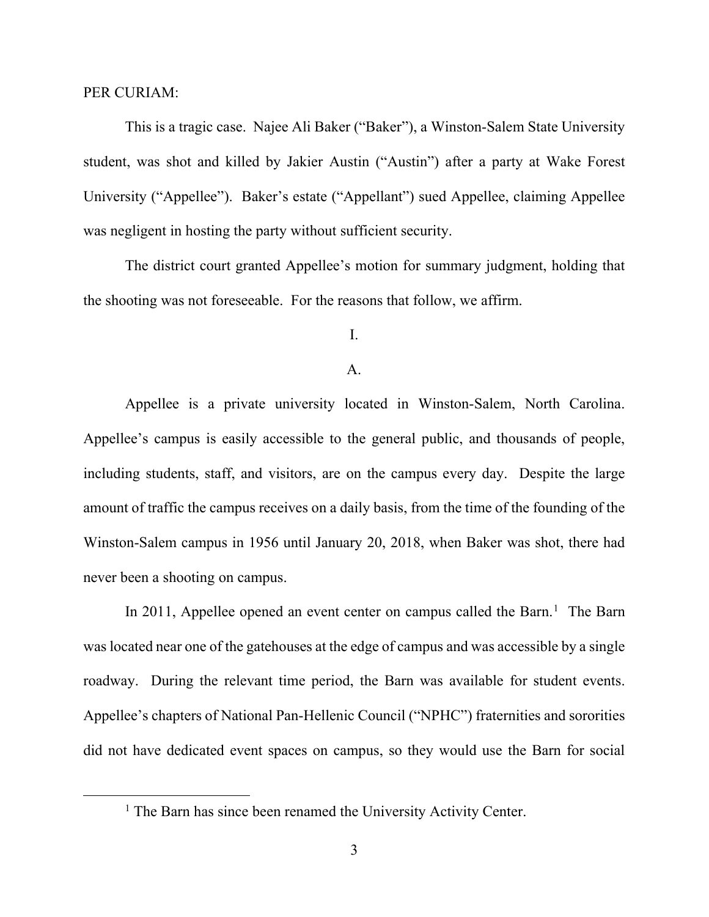PER CURIAM:

This is a tragic case. Najee Ali Baker ("Baker"), a Winston-Salem State University student, was shot and killed by Jakier Austin ("Austin") after a party at Wake Forest University ("Appellee"). Baker's estate ("Appellant") sued Appellee, claiming Appellee was negligent in hosting the party without sufficient security.

The district court granted Appellee's motion for summary judgment, holding that the shooting was not foreseeable. For the reasons that follow, we affirm.

I.

A.

Appellee is a private university located in Winston-Salem, North Carolina. Appellee's campus is easily accessible to the general public, and thousands of people, including students, staff, and visitors, are on the campus every day. Despite the large amount of traffic the campus receives on a daily basis, from the time of the founding of the Winston-Salem campus in 1956 until January 20, 2018, when Baker was shot, there had never been a shooting on campus.

In 2011, Appellee opened an event center on campus called the Barn.[1] The Barn was located near one of the gatehouses at the edge of campus and was accessible by a single roadway. During the relevant time period, the Barn was available for student events. Appellee's chapters of National Pan-Hellenic Council ("NPHC") fraternities and sororities did not have dedicated event spaces on campus, so they would use the Barn for social

[1] The Barn has since been renamed the University Activity Center.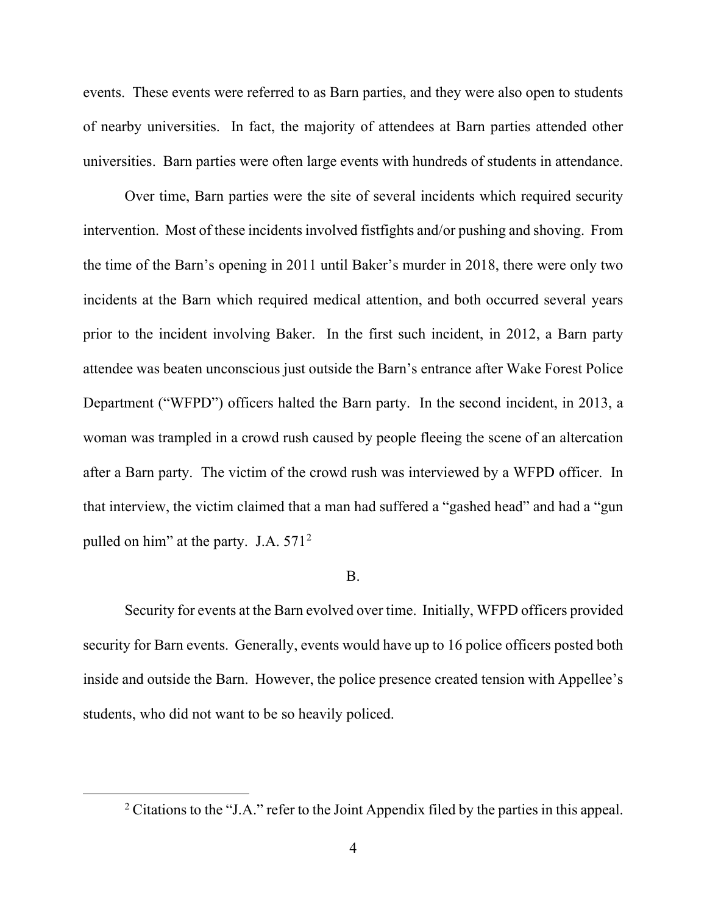events. These events were referred to as Barn parties, and they were also open to students of nearby universities. In fact, the majority of attendees at Barn parties attended other universities. Barn parties were often large events with hundreds of students in attendance.

Over time, Barn parties were the site of several incidents which required security intervention. Most of these incidents involved fistfights and/or pushing and shoving. From the time of the Barn's opening in 2011 until Baker's murder in 2018, there were only two incidents at the Barn which required medical attention, and both occurred several years prior to the incident involving Baker. In the first such incident, in 2012, a Barn party attendee was beaten unconscious just outside the Barn's entrance after Wake Forest Police Department ("WFPD") officers halted the Barn party. In the second incident, in 2013, a woman was trampled in a crowd rush caused by people fleeing the scene of an altercation after a Barn party. The victim of the crowd rush was interviewed by a WFPD officer. In that interview, the victim claimed that a man had suffered a "gashed head" and had a "gun pulled on him" at the party. J.A. 571[2]

B.

Security for events at the Barn evolved over time. Initially, WFPD officers provided security for Barn events. Generally, events would have up to 16 police officers posted both inside and outside the Barn. However, the police presence created tension with Appellee's students, who did not want to be so heavily policed.

[2] Citations to the "J.A." refer to the Joint Appendix filed by the parties in this appeal.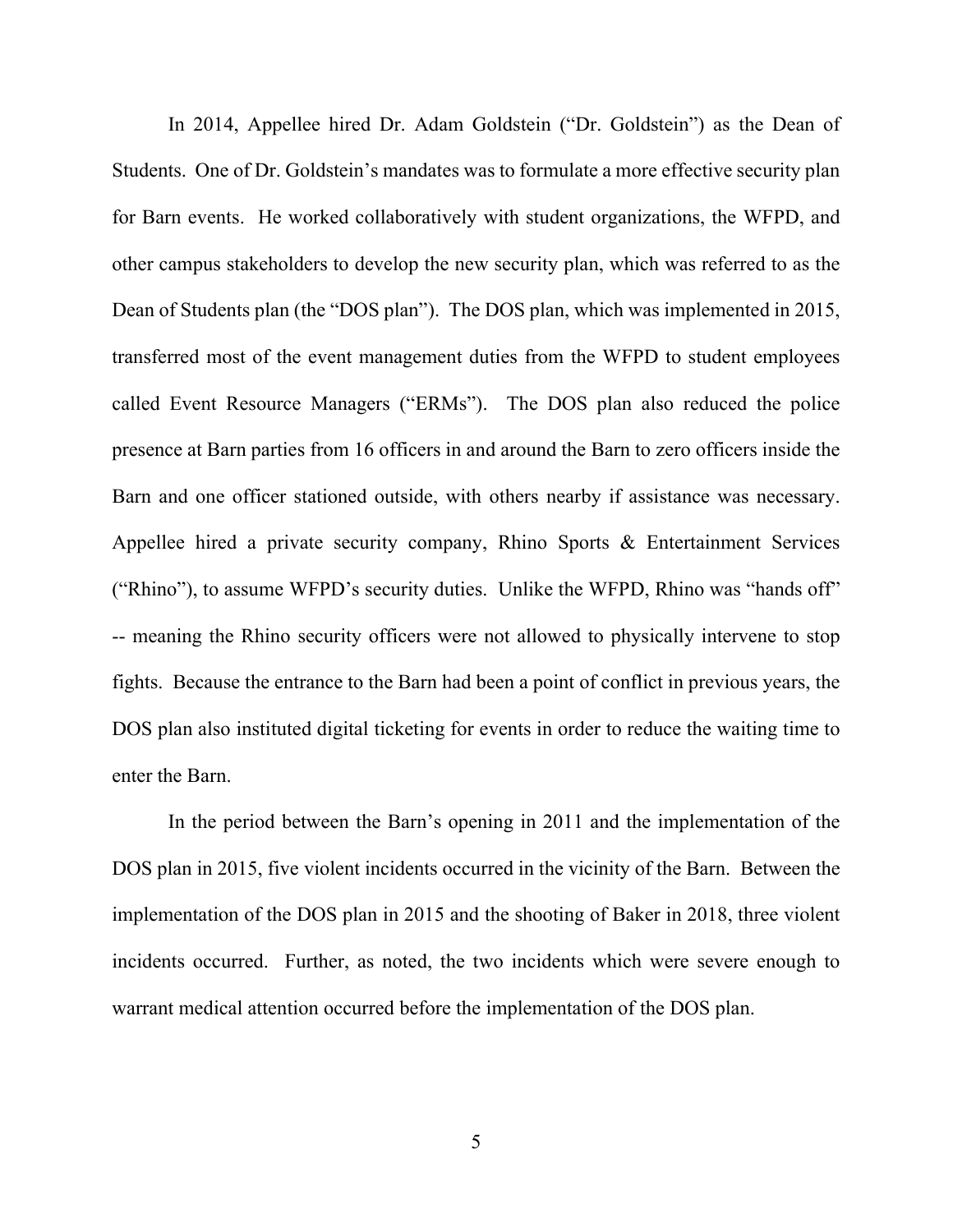In 2014, Appellee hired Dr. Adam Goldstein ("Dr. Goldstein") as the Dean of Students. One of Dr. Goldstein's mandates was to formulate a more effective security plan for Barn events. He worked collaboratively with student organizations, the WFPD, and other campus stakeholders to develop the new security plan, which was referred to as the Dean of Students plan (the "DOS plan"). The DOS plan, which was implemented in 2015, transferred most of the event management duties from the WFPD to student employees called Event Resource Managers ("ERMs"). The DOS plan also reduced the police presence at Barn parties from 16 officers in and around the Barn to zero officers inside the Barn and one officer stationed outside, with others nearby if assistance was necessary. Appellee hired a private security company, Rhino Sports & Entertainment Services ("Rhino"), to assume WFPD's security duties. Unlike the WFPD, Rhino was "hands off" -- meaning the Rhino security officers were not allowed to physically intervene to stop fights. Because the entrance to the Barn had been a point of conflict in previous years, the DOS plan also instituted digital ticketing for events in order to reduce the waiting time to enter the Barn.

In the period between the Barn's opening in 2011 and the implementation of the DOS plan in 2015, five violent incidents occurred in the vicinity of the Barn. Between the implementation of the DOS plan in 2015 and the shooting of Baker in 2018, three violent incidents occurred. Further, as noted, the two incidents which were severe enough to warrant medical attention occurred before the implementation of the DOS plan.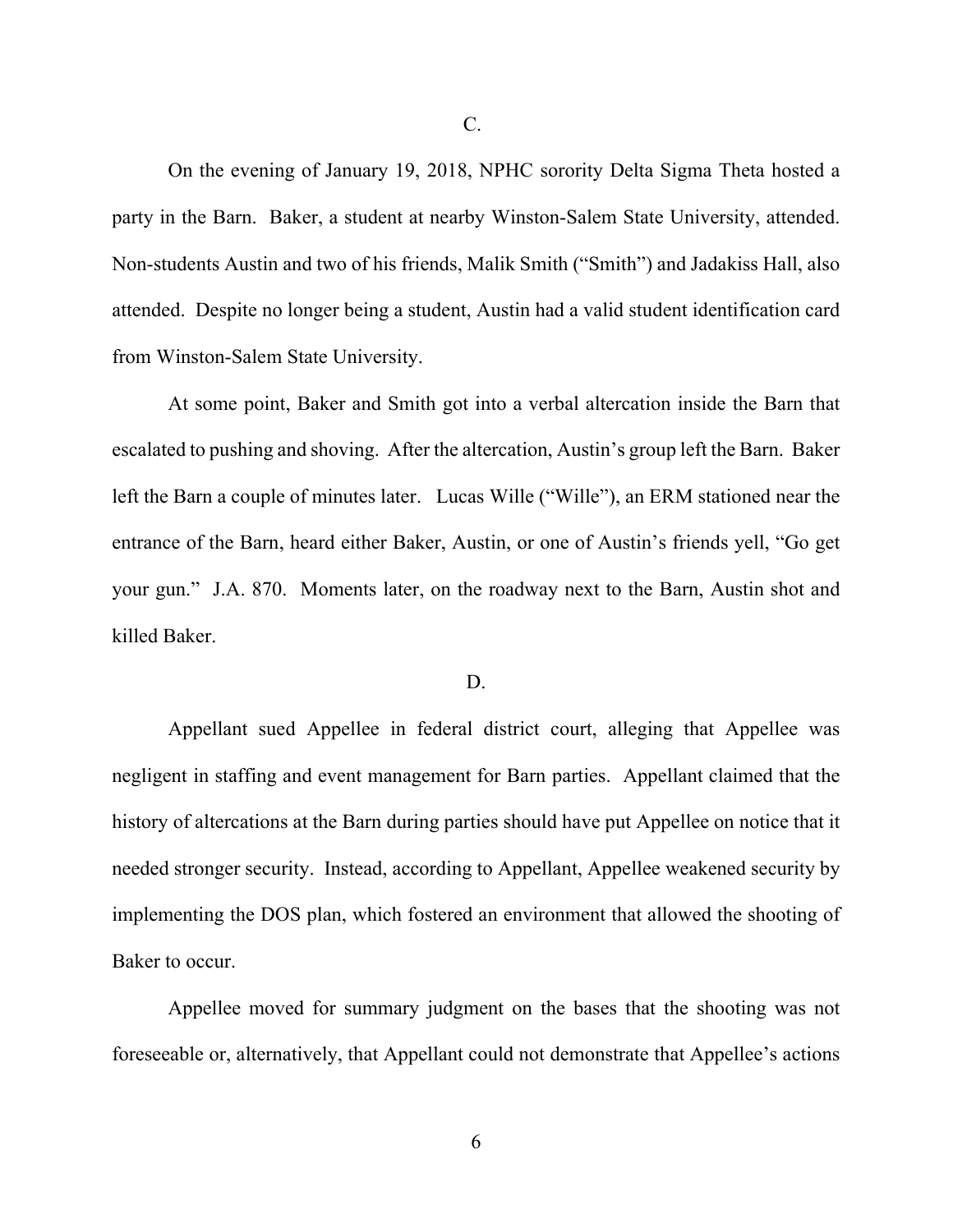C.

On the evening of January 19, 2018, NPHC sorority Delta Sigma Theta hosted a party in the Barn. Baker, a student at nearby Winston-Salem State University, attended. Non-students Austin and two of his friends, Malik Smith ("Smith") and Jadakiss Hall, also attended. Despite no longer being a student, Austin had a valid student identification card from Winston-Salem State University.

At some point, Baker and Smith got into a verbal altercation inside the Barn that escalated to pushing and shoving. After the altercation, Austin's group left the Barn. Baker left the Barn a couple of minutes later. Lucas Wille ("Wille"), an ERM stationed near the entrance of the Barn, heard either Baker, Austin, or one of Austin's friends yell, "Go get your gun." J.A. 870. Moments later, on the roadway next to the Barn, Austin shot and killed Baker.

D.

Appellant sued Appellee in federal district court, alleging that Appellee was negligent in staffing and event management for Barn parties. Appellant claimed that the history of altercations at the Barn during parties should have put Appellee on notice that it needed stronger security. Instead, according to Appellant, Appellee weakened security by implementing the DOS plan, which fostered an environment that allowed the shooting of Baker to occur.

Appellee moved for summary judgment on the bases that the shooting was not foreseeable or, alternatively, that Appellant could not demonstrate that Appellee's actions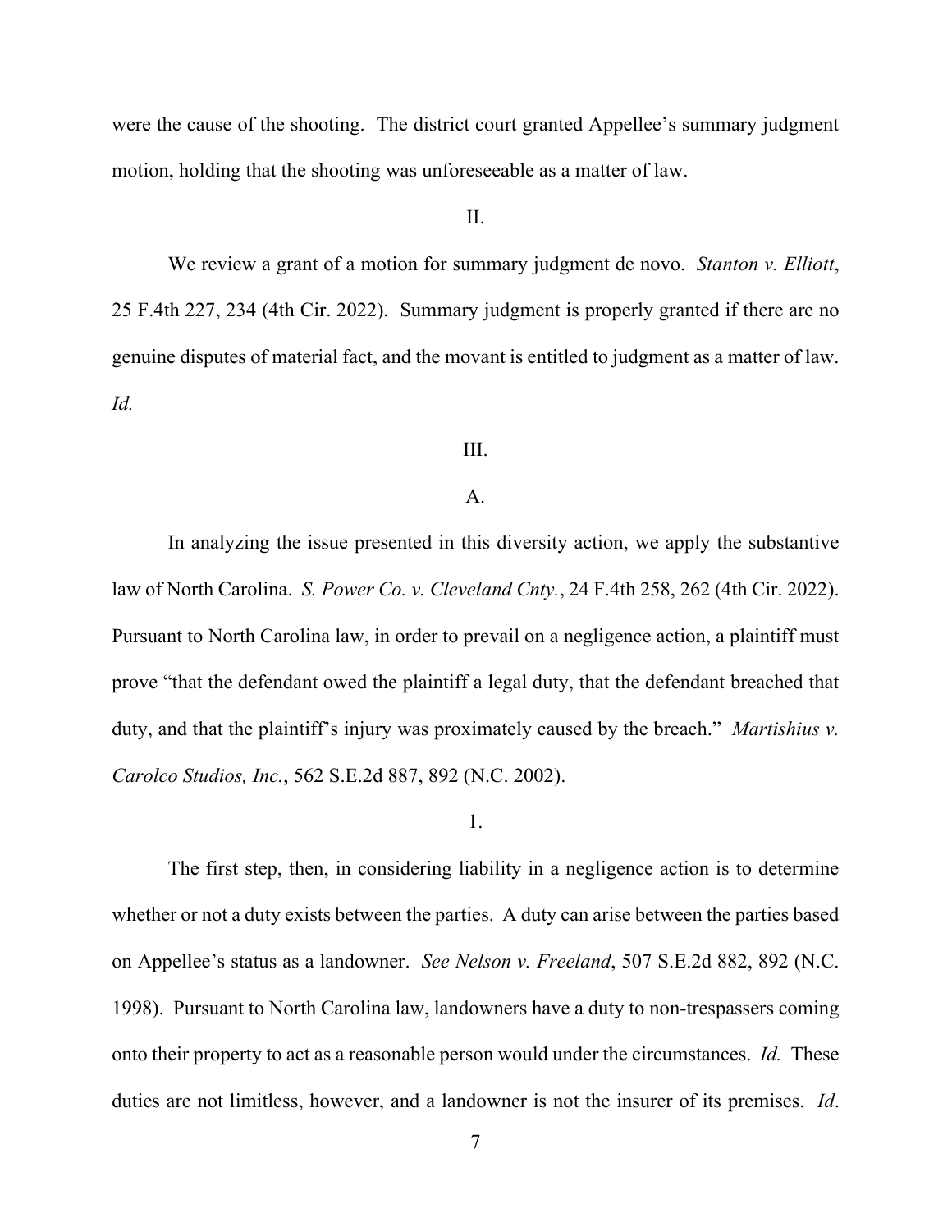were the cause of the shooting. The district court granted Appellee's summary judgment motion, holding that the shooting was unforeseeable as a matter of law.

## II.

We review a grant of a motion for summary judgment de novo. *Stanton v. Elliott*, 25 F.4th 227, 234 (4th Cir. 2022). Summary judgment is properly granted if there are no genuine disputes of material fact, and the movant is entitled to judgment as a matter of law. *Id.*

## III.

### A.

In analyzing the issue presented in this diversity action, we apply the substantive law of North Carolina. *S. Power Co. v. Cleveland Cnty.*, 24 F.4th 258, 262 (4th Cir. 2022). Pursuant to North Carolina law, in order to prevail on a negligence action, a plaintiff must prove "that the defendant owed the plaintiff a legal duty, that the defendant breached that duty, and that the plaintiff's injury was proximately caused by the breach." *Martishius v. Carolco Studios, Inc.*, 562 S.E.2d 887, 892 (N.C. 2002).

#### 1.

The first step, then, in considering liability in a negligence action is to determine whether or not a duty exists between the parties. A duty can arise between the parties based on Appellee's status as a landowner. *See Nelson v. Freeland*, 507 S.E.2d 882, 892 (N.C. 1998). Pursuant to North Carolina law, landowners have a duty to non-trespassers coming onto their property to act as a reasonable person would under the circumstances. *Id.* These duties are not limitless, however, and a landowner is not the insurer of its premises. *Id*.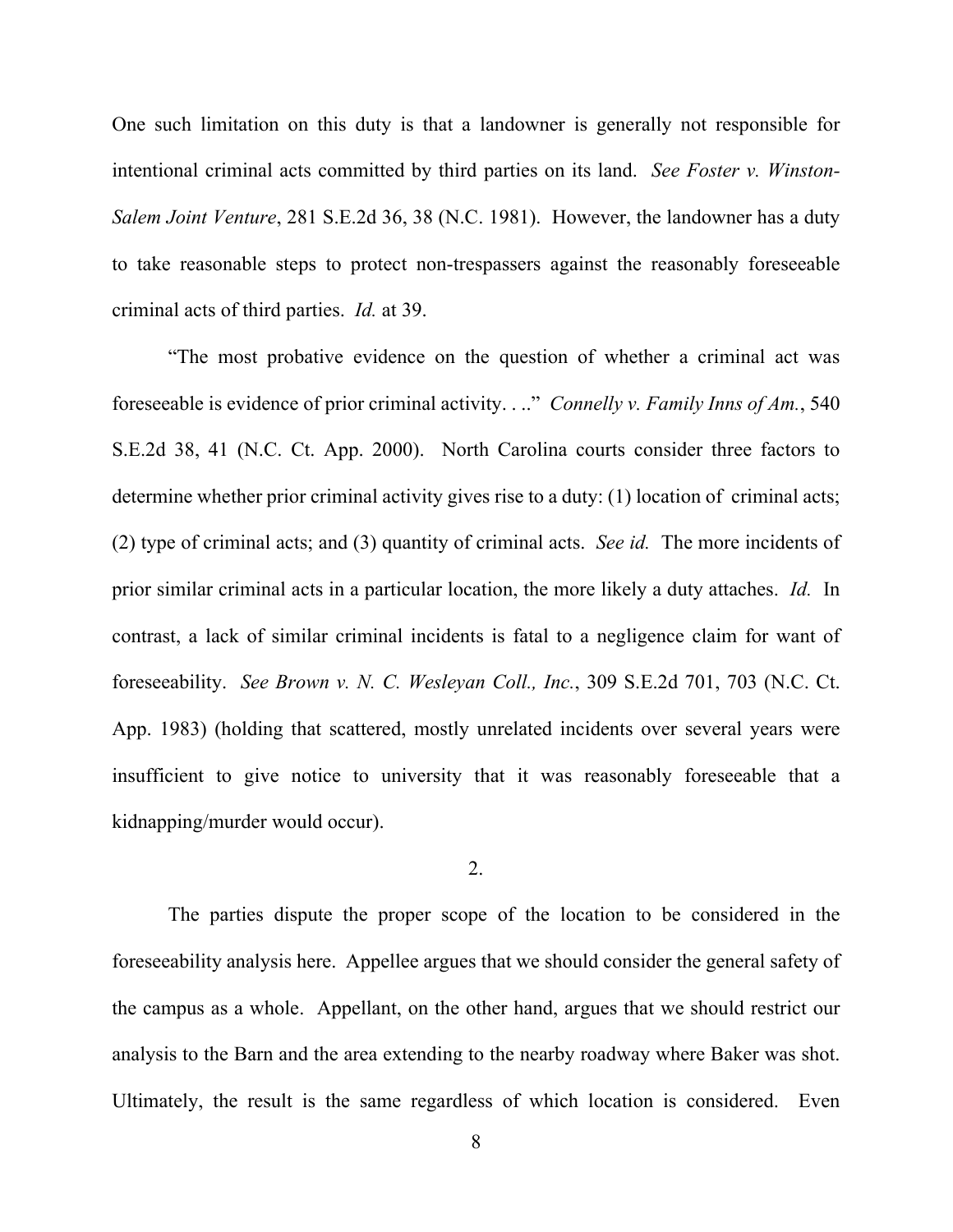One such limitation on this duty is that a landowner is generally not responsible for intentional criminal acts committed by third parties on its land. *See Foster v. Winston-Salem Joint Venture*, 281 S.E.2d 36, 38 (N.C. 1981). However, the landowner has a duty to take reasonable steps to protect non-trespassers against the reasonably foreseeable criminal acts of third parties. *Id.* at 39.

"The most probative evidence on the question of whether a criminal act was foreseeable is evidence of prior criminal activity. . .." *Connelly v. Family Inns of Am.*, 540 S.E.2d 38, 41 (N.C. Ct. App. 2000). North Carolina courts consider three factors to determine whether prior criminal activity gives rise to a duty: (1) location of criminal acts; (2) type of criminal acts; and (3) quantity of criminal acts. *See id.* The more incidents of prior similar criminal acts in a particular location, the more likely a duty attaches. *Id.* In contrast, a lack of similar criminal incidents is fatal to a negligence claim for want of foreseeability. *See Brown v. N. C. Wesleyan Coll., Inc.*, 309 S.E.2d 701, 703 (N.C. Ct. App. 1983) (holding that scattered, mostly unrelated incidents over several years were insufficient to give notice to university that it was reasonably foreseeable that a kidnapping/murder would occur).

2.

The parties dispute the proper scope of the location to be considered in the foreseeability analysis here. Appellee argues that we should consider the general safety of the campus as a whole. Appellant, on the other hand, argues that we should restrict our analysis to the Barn and the area extending to the nearby roadway where Baker was shot. Ultimately, the result is the same regardless of which location is considered. Even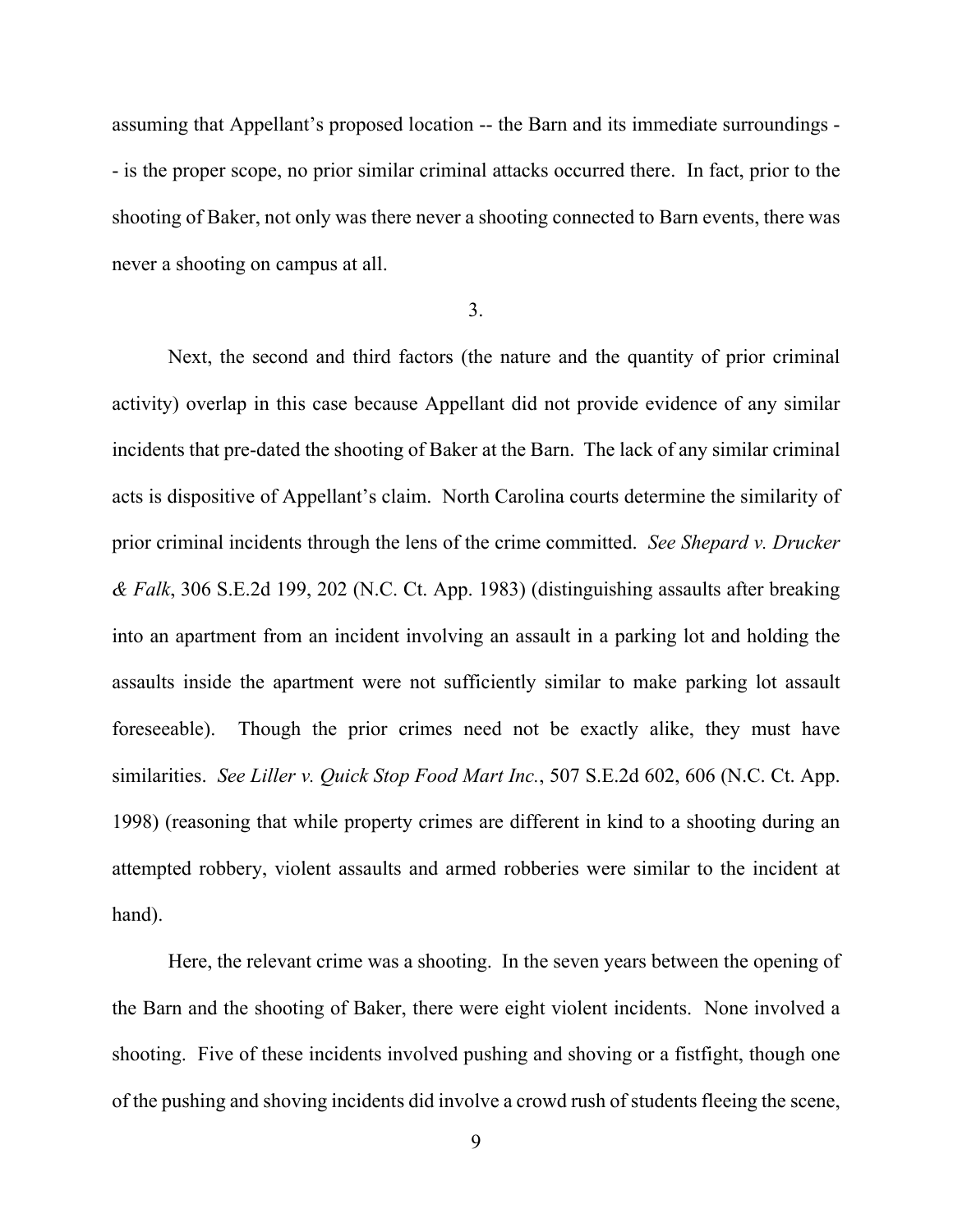assuming that Appellant's proposed location -- the Barn and its immediate surroundings -- is the proper scope, no prior similar criminal attacks occurred there. In fact, prior to the shooting of Baker, not only was there never a shooting connected to Barn events, there was never a shooting on campus at all.

3.

Next, the second and third factors (the nature and the quantity of prior criminal activity) overlap in this case because Appellant did not provide evidence of any similar incidents that pre-dated the shooting of Baker at the Barn. The lack of any similar criminal acts is dispositive of Appellant's claim. North Carolina courts determine the similarity of prior criminal incidents through the lens of the crime committed. *See Shepard v. Drucker & Falk*, 306 S.E.2d 199, 202 (N.C. Ct. App. 1983) (distinguishing assaults after breaking into an apartment from an incident involving an assault in a parking lot and holding the assaults inside the apartment were not sufficiently similar to make parking lot assault foreseeable). Though the prior crimes need not be exactly alike, they must have similarities. *See Liller v. Quick Stop Food Mart Inc.*, 507 S.E.2d 602, 606 (N.C. Ct. App. 1998) (reasoning that while property crimes are different in kind to a shooting during an attempted robbery, violent assaults and armed robberies were similar to the incident at hand).

Here, the relevant crime was a shooting. In the seven years between the opening of the Barn and the shooting of Baker, there were eight violent incidents. None involved a shooting. Five of these incidents involved pushing and shoving or a fistfight, though one of the pushing and shoving incidents did involve a crowd rush of students fleeing the scene,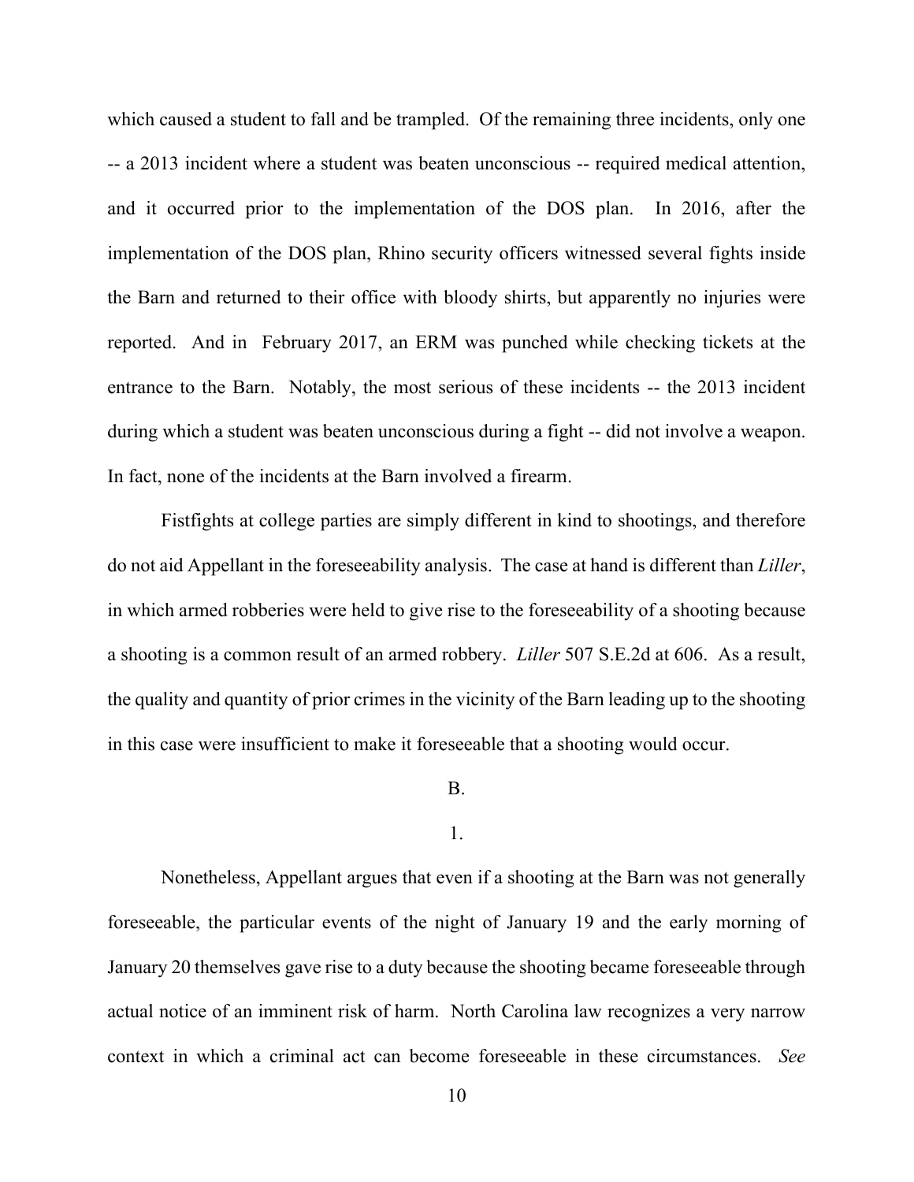which caused a student to fall and be trampled. Of the remaining three incidents, only one -- a 2013 incident where a student was beaten unconscious -- required medical attention, and it occurred prior to the implementation of the DOS plan. In 2016, after the implementation of the DOS plan, Rhino security officers witnessed several fights inside the Barn and returned to their office with bloody shirts, but apparently no injuries were reported. And in February 2017, an ERM was punched while checking tickets at the entrance to the Barn. Notably, the most serious of these incidents -- the 2013 incident during which a student was beaten unconscious during a fight -- did not involve a weapon. In fact, none of the incidents at the Barn involved a firearm.

Fistfights at college parties are simply different in kind to shootings, and therefore do not aid Appellant in the foreseeability analysis. The case at hand is different than *Liller*, in which armed robberies were held to give rise to the foreseeability of a shooting because a shooting is a common result of an armed robbery. *Liller* 507 S.E.2d at 606. As a result, the quality and quantity of prior crimes in the vicinity of the Barn leading up to the shooting in this case were insufficient to make it foreseeable that a shooting would occur.

B.

1.

Nonetheless, Appellant argues that even if a shooting at the Barn was not generally foreseeable, the particular events of the night of January 19 and the early morning of January 20 themselves gave rise to a duty because the shooting became foreseeable through actual notice of an imminent risk of harm. North Carolina law recognizes a very narrow context in which a criminal act can become foreseeable in these circumstances. *See*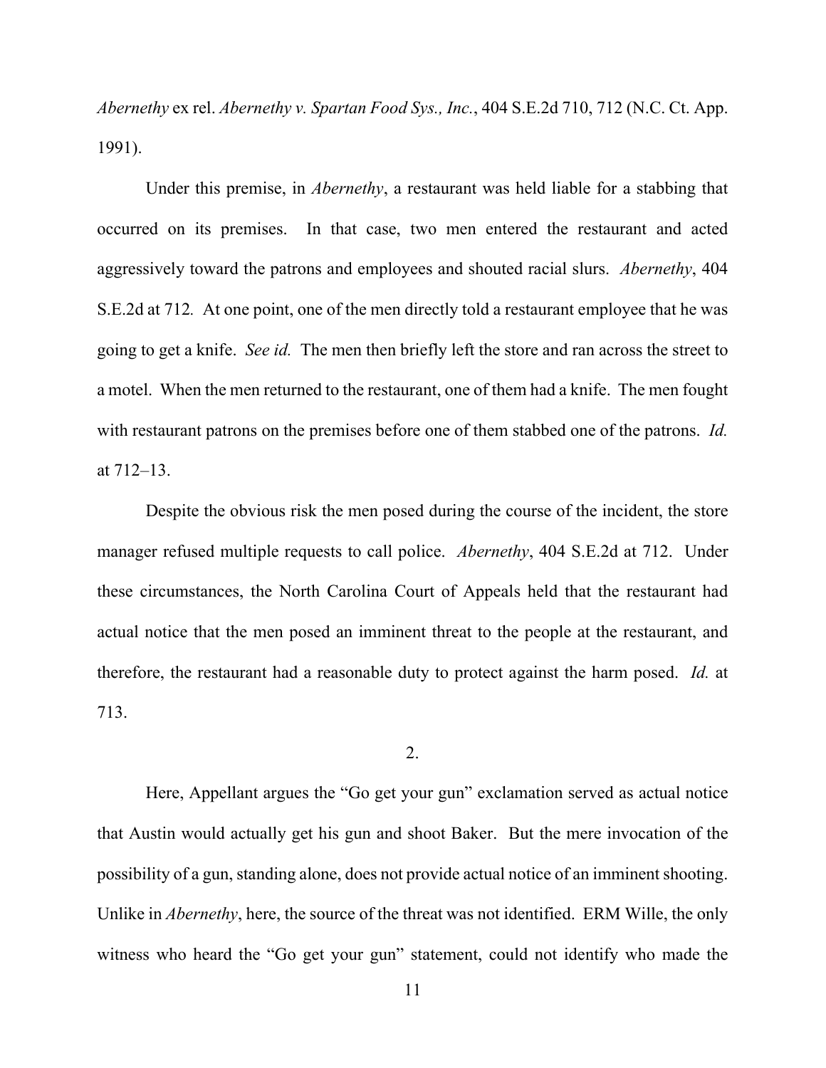*Abernethy* ex rel. *Abernethy v. Spartan Food Sys., Inc.*, 404 S.E.2d 710, 712 (N.C. Ct. App. 1991).

Under this premise, in *Abernethy*, a restaurant was held liable for a stabbing that occurred on its premises. In that case, two men entered the restaurant and acted aggressively toward the patrons and employees and shouted racial slurs. *Abernethy*, 404 S.E.2d at 712. At one point, one of the men directly told a restaurant employee that he was going to get a knife. *See id.* The men then briefly left the store and ran across the street to a motel. When the men returned to the restaurant, one of them had a knife. The men fought with restaurant patrons on the premises before one of them stabbed one of the patrons. *Id.* at 712–13.

Despite the obvious risk the men posed during the course of the incident, the store manager refused multiple requests to call police. *Abernethy*, 404 S.E.2d at 712. Under these circumstances, the North Carolina Court of Appeals held that the restaurant had actual notice that the men posed an imminent threat to the people at the restaurant, and therefore, the restaurant had a reasonable duty to protect against the harm posed. *Id.* at 713.

2.

Here, Appellant argues the "Go get your gun" exclamation served as actual notice that Austin would actually get his gun and shoot Baker. But the mere invocation of the possibility of a gun, standing alone, does not provide actual notice of an imminent shooting. Unlike in *Abernethy*, here, the source of the threat was not identified. ERM Wille, the only witness who heard the "Go get your gun" statement, could not identify who made the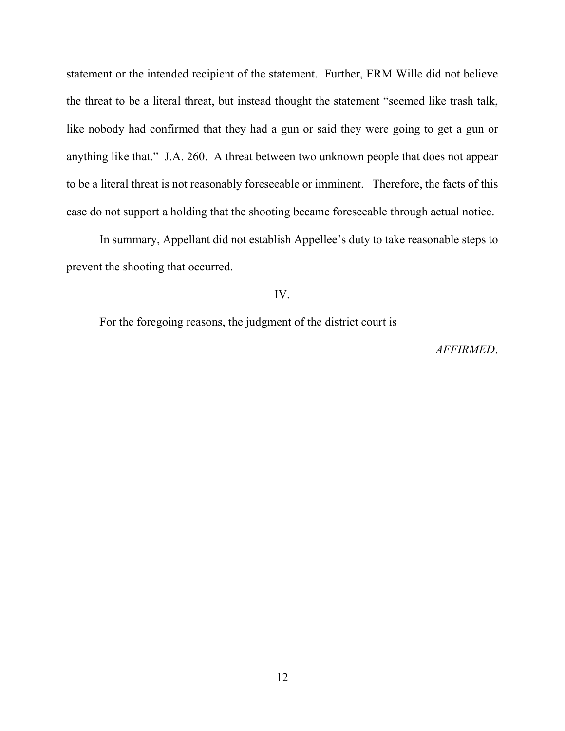statement or the intended recipient of the statement. Further, ERM Wille did not believe the threat to be a literal threat, but instead thought the statement "seemed like trash talk, like nobody had confirmed that they had a gun or said they were going to get a gun or anything like that." J.A. 260. A threat between two unknown people that does not appear to be a literal threat is not reasonably foreseeable or imminent. Therefore, the facts of this case do not support a holding that the shooting became foreseeable through actual notice.

In summary, Appellant did not establish Appellee's duty to take reasonable steps to prevent the shooting that occurred.

IV.

For the foregoing reasons, the judgment of the district court is

*AFFIRMED*.